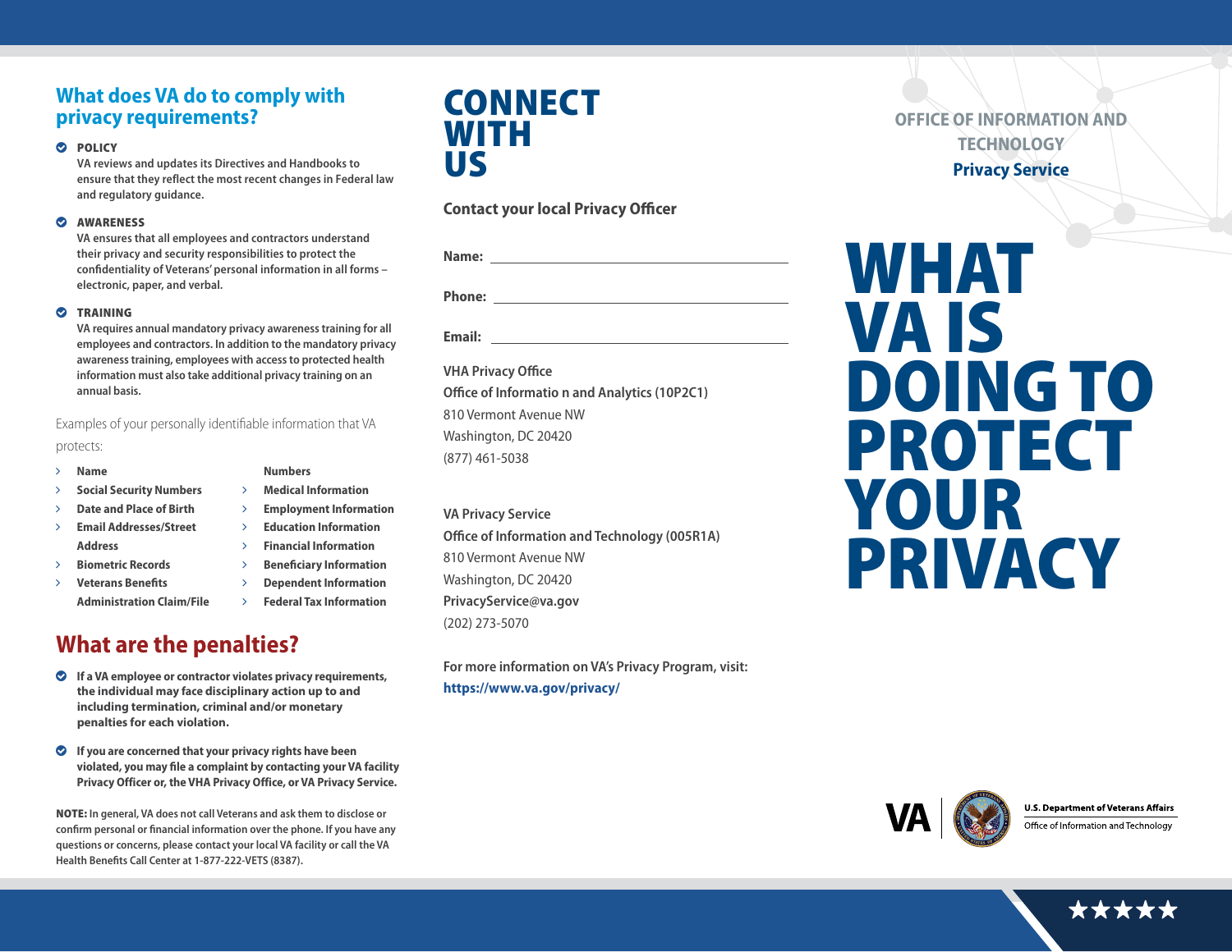## What does VA do to comply with privacy requirements?

- **POLICY**
  **VA reviews and updates its Directives and Handbooks to ensure that they reflect the most recent changes in Federal law and regulatory guidance.**

- **AWARENESS**
  **VA ensures that all employees and contractors understand their privacy and security responsibilities to protect the confidentiality of Veterans' personal information in all forms – electronic, paper, and verbal.**

- **TRAINING**
  **VA requires annual mandatory privacy awareness training for all employees and contractors. In addition to the mandatory privacy awareness training, employees with access to protected health information must also take additional privacy training on an annual basis.**

Examples of your personally identifiable information that VA protects:

- **Name**
- **Social Security Numbers**
- **Date and Place of Birth**
- **Email Addresses/Street Address**
- **Biometric Records**
- **Veterans Benefits Administration Claim/File Numbers**
- **Medical Information**
- **Employment Information**
- **Education Information**
- **Financial Information**
- **Beneficiary Information**
- **Dependent Information**
- **Federal Tax Information**

## What are the penalties?

- **If a VA employee or contractor violates privacy requirements, the individual may face disciplinary action up to and including termination, criminal and/or monetary penalties for each violation.**

- **If you are concerned that your privacy rights have been violated, you may file a complaint by contacting your VA facility Privacy Officer or, the VHA Privacy Office, or VA Privacy Service.**

**NOTE: In general, VA does not call Veterans and ask them to disclose or confirm personal or financial information over the phone. If you have any questions or concerns, please contact your local VA facility or call the VA Health Benefits Call Center at 1-877-222-VETS (8387).**

# CONNECT WITH US

**Contact your local Privacy Officer**

**Name:** ______________________________

**Phone:** ______________________________

**Email:** ______________________________

VHA Privacy Office
Office of Informatio n and Analytics (10P2C1)
810 Vermont Avenue NW
Washington, DC 20420
(877) 461-5038

VA Privacy Service
Office of Information and Technology (005R1A)
810 Vermont Avenue NW
Washington, DC 20420
PrivacyService@va.gov
(202) 273-5070

**For more information on VA's Privacy Program, visit:**
**https://www.va.gov/privacy/**

OFFICE OF INFORMATION AND TECHNOLOGY
**Privacy Service**

# WHAT VA IS DOING TO PROTECT YOUR PRIVACY

VA | U.S. Department of Veterans Affairs
Office of Information and Technology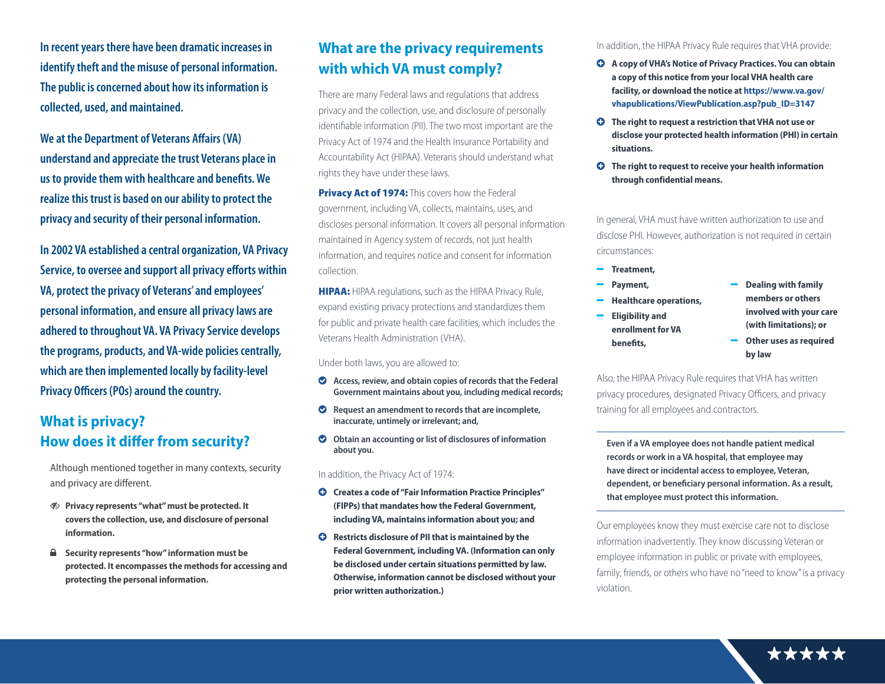**In recent years there have been dramatic increases in identify theft and the misuse of personal information. The public is concerned about how its information is collected, used, and maintained.**

**We at the Department of Veterans Affairs (VA) understand and appreciate the trust Veterans place in us to provide them with healthcare and benefits. We realize this trust is based on our ability to protect the privacy and security of their personal information.**

**In 2002 VA established a central organization, VA Privacy Service, to oversee and support all privacy efforts within VA, protect the privacy of Veterans' and employees' personal information, and ensure all privacy laws are adhered to throughout VA. VA Privacy Service develops the programs, products, and VA-wide policies centrally, which are then implemented locally by facility-level Privacy Officers (POs) around the country.**

## What is privacy? How does it differ from security?

Although mentioned together in many contexts, security and privacy are different.

- **Privacy represents "what" must be protected. It covers the collection, use, and disclosure of personal information.**
- **Security represents "how" information must be protected. It encompasses the methods for accessing and protecting the personal information.**

## What are the privacy requirements with which VA must comply?

There are many Federal laws and regulations that address privacy and the collection, use, and disclosure of personally identifiable information (PII). The two most important are the Privacy Act of 1974 and the Health Insurance Portability and Accountability Act (HIPAA). Veterans should understand what rights they have under these laws.

**Privacy Act of 1974:** This covers how the Federal government, including VA, collects, maintains, uses, and discloses personal information. It covers all personal information maintained in Agency system of records, not just health information, and requires notice and consent for information collection.

**HIPAA:** HIPAA regulations, such as the HIPAA Privacy Rule, expand existing privacy protections and standardizes them for public and private health care facilities, which includes the Veterans Health Administration (VHA).

Under both laws, you are allowed to:

- **Access, review, and obtain copies of records that the Federal Government maintains about you, including medical records;**
- **Request an amendment to records that are incomplete, inaccurate, untimely or irrelevant; and,**
- **Obtain an accounting or list of disclosures of information about you.**

In addition, the Privacy Act of 1974:

- **Creates a code of "Fair Information Practice Principles" (FIPPs) that mandates how the Federal Government, including VA, maintains information about you; and**
- **Restricts disclosure of PII that is maintained by the Federal Government, including VA. (Information can only be disclosed under certain situations permitted by law. Otherwise, information cannot be disclosed without your prior written authorization.)**

In addition, the HIPAA Privacy Rule requires that VHA provide:

- **A copy of VHA's Notice of Privacy Practices. You can obtain a copy of this notice from your local VHA health care facility, or download the notice at https://www.va.gov/vhapublications/ViewPublication.asp?pub_ID=3147**
- **The right to request a restriction that VHA not use or disclose your protected health information (PHI) in certain situations.**
- **The right to request to receive your health information through confidential means.**

In general, VHA must have written authorization to use and disclose PHI. However, authorization is not required in certain circumstances:

- **Treatment,**
- **Payment,**
- **Healthcare operations,**
- **Eligibility and enrollment for VA benefits,**
- **Dealing with family members or others involved with your care (with limitations); or**
- **Other uses as required by law**

Also, the HIPAA Privacy Rule requires that VHA has written privacy procedures, designated Privacy Officers, and privacy training for all employees and contractors.

**Even if a VA employee does not handle patient medical records or work in a VA hospital, that employee may have direct or incidental access to employee, Veteran, dependent, or beneficiary personal information. As a result, that employee must protect this information.**

Our employees know they must exercise care not to disclose information inadvertently. They know discussing Veteran or employee information in public or private with employees, family, friends, or others who have no "need to know" is a privacy violation.